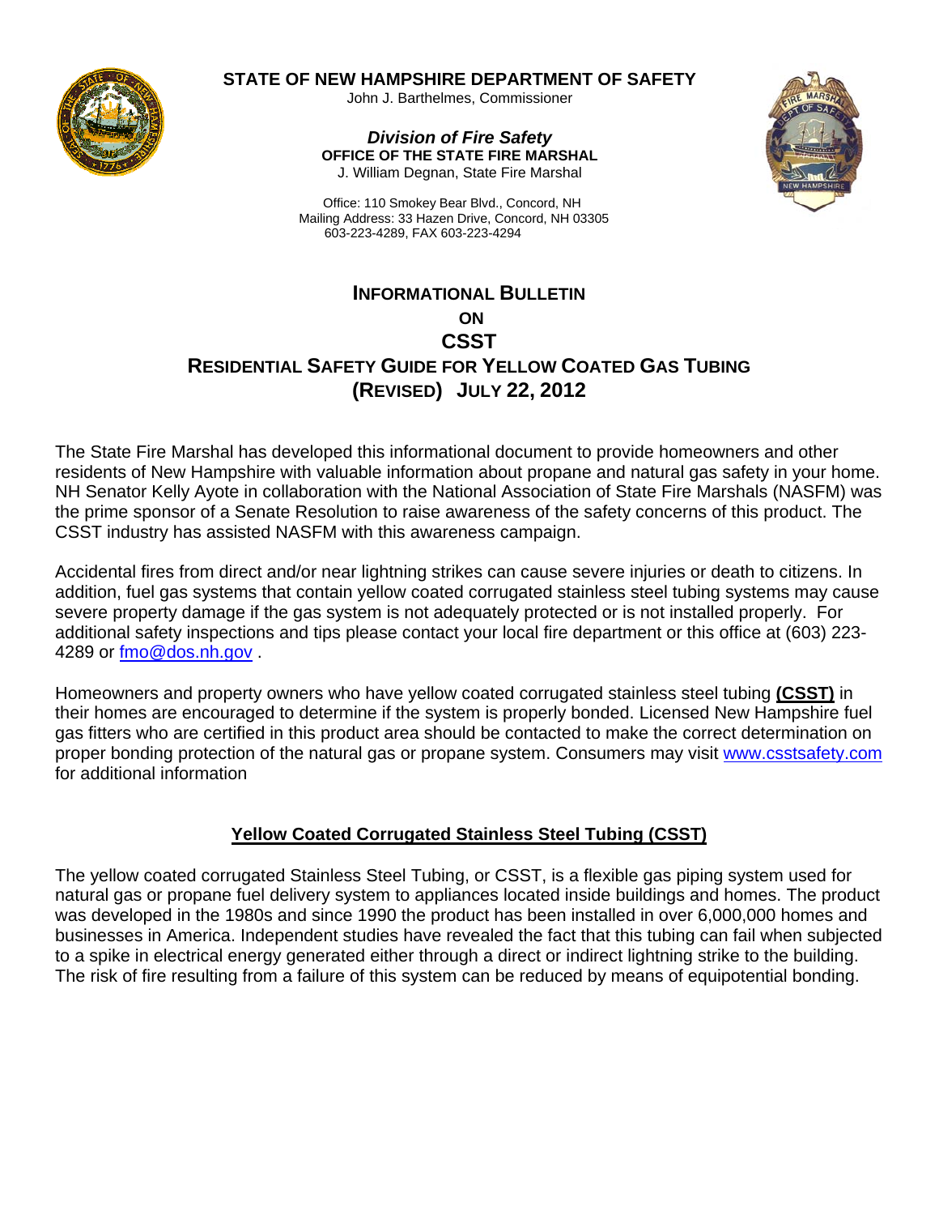**STATE OF NEW HAMPSHIRE DEPARTMENT OF SAFETY**

John J. Barthelmes, Commissioner

***Division of Fire Safety***

**OFFICE OF THE STATE FIRE MARSHAL**

J. William Degnan, State Fire Marshal

Office: 110 Smokey Bear Blvd., Concord, NH
Mailing Address: 33 Hazen Drive, Concord, NH 03305
603-223-4289, FAX 603-223-4294

# INFORMATIONAL BULLETIN ON CSST RESIDENTIAL SAFETY GUIDE FOR YELLOW COATED GAS TUBING (REVISED) JULY 22, 2012

The State Fire Marshal has developed this informational document to provide homeowners and other residents of New Hampshire with valuable information about propane and natural gas safety in your home. NH Senator Kelly Ayote in collaboration with the National Association of State Fire Marshals (NASFM) was the prime sponsor of a Senate Resolution to raise awareness of the safety concerns of this product. The CSST industry has assisted NASFM with this awareness campaign.

Accidental fires from direct and/or near lightning strikes can cause severe injuries or death to citizens. In addition, fuel gas systems that contain yellow coated corrugated stainless steel tubing systems may cause severe property damage if the gas system is not adequately protected or is not installed properly. For additional safety inspections and tips please contact your local fire department or this office at (603) 223-4289 or fmo@dos.nh.gov .

Homeowners and property owners who have yellow coated corrugated stainless steel tubing **(CSST)** in their homes are encouraged to determine if the system is properly bonded. Licensed New Hampshire fuel gas fitters who are certified in this product area should be contacted to make the correct determination on proper bonding protection of the natural gas or propane system. Consumers may visit www.csstsafety.com for additional information

## Yellow Coated Corrugated Stainless Steel Tubing (CSST)

The yellow coated corrugated Stainless Steel Tubing, or CSST, is a flexible gas piping system used for natural gas or propane fuel delivery system to appliances located inside buildings and homes. The product was developed in the 1980s and since 1990 the product has been installed in over 6,000,000 homes and businesses in America. Independent studies have revealed the fact that this tubing can fail when subjected to a spike in electrical energy generated either through a direct or indirect lightning strike to the building. The risk of fire resulting from a failure of this system can be reduced by means of equipotential bonding.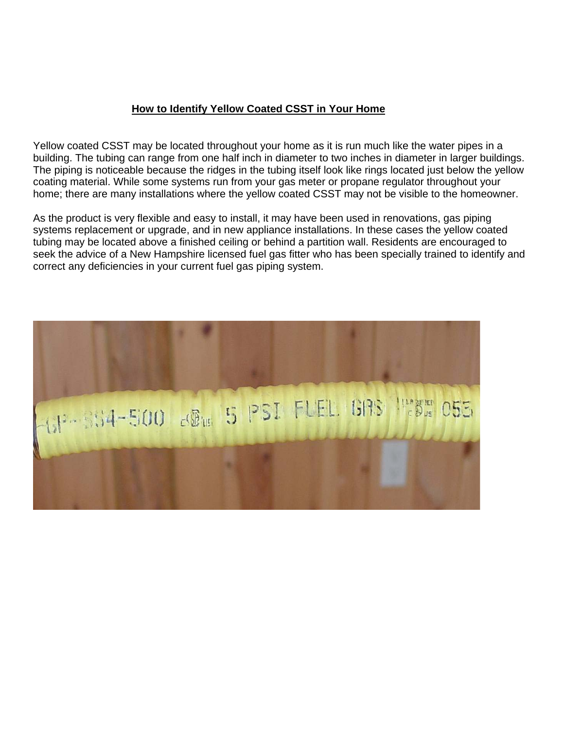## How to Identify Yellow Coated CSST in Your Home

Yellow coated CSST may be located throughout your home as it is run much like the water pipes in a building. The tubing can range from one half inch in diameter to two inches in diameter in larger buildings. The piping is noticeable because the ridges in the tubing itself look like rings located just below the yellow coating material. While some systems run from your gas meter or propane regulator throughout your home; there are many installations where the yellow coated CSST may not be visible to the homeowner.

As the product is very flexible and easy to install, it may have been used in renovations, gas piping systems replacement or upgrade, and in new appliance installations. In these cases the yellow coated tubing may be located above a finished ceiling or behind a partition wall. Residents are encouraged to seek the advice of a New Hampshire licensed fuel gas fitter who has been specially trained to identify and correct any deficiencies in your current fuel gas piping system.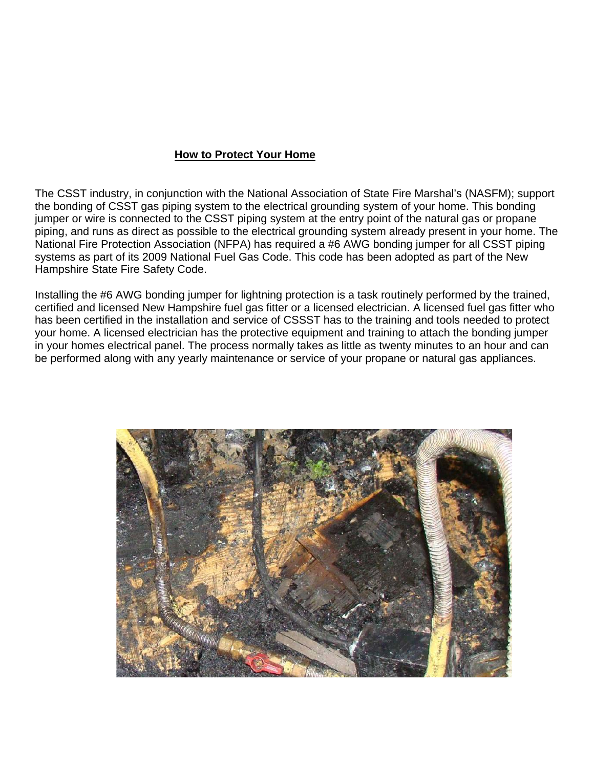## How to Protect Your Home

The CSST industry, in conjunction with the National Association of State Fire Marshal's (NASFM); support the bonding of CSST gas piping system to the electrical grounding system of your home. This bonding jumper or wire is connected to the CSST piping system at the entry point of the natural gas or propane piping, and runs as direct as possible to the electrical grounding system already present in your home. The National Fire Protection Association (NFPA) has required a #6 AWG bonding jumper for all CSST piping systems as part of its 2009 National Fuel Gas Code. This code has been adopted as part of the New Hampshire State Fire Safety Code.

Installing the #6 AWG bonding jumper for lightning protection is a task routinely performed by the trained, certified and licensed New Hampshire fuel gas fitter or a licensed electrician. A licensed fuel gas fitter who has been certified in the installation and service of CSSST has to the training and tools needed to protect your home. A licensed electrician has the protective equipment and training to attach the bonding jumper in your homes electrical panel. The process normally takes as little as twenty minutes to an hour and can be performed along with any yearly maintenance or service of your propane or natural gas appliances.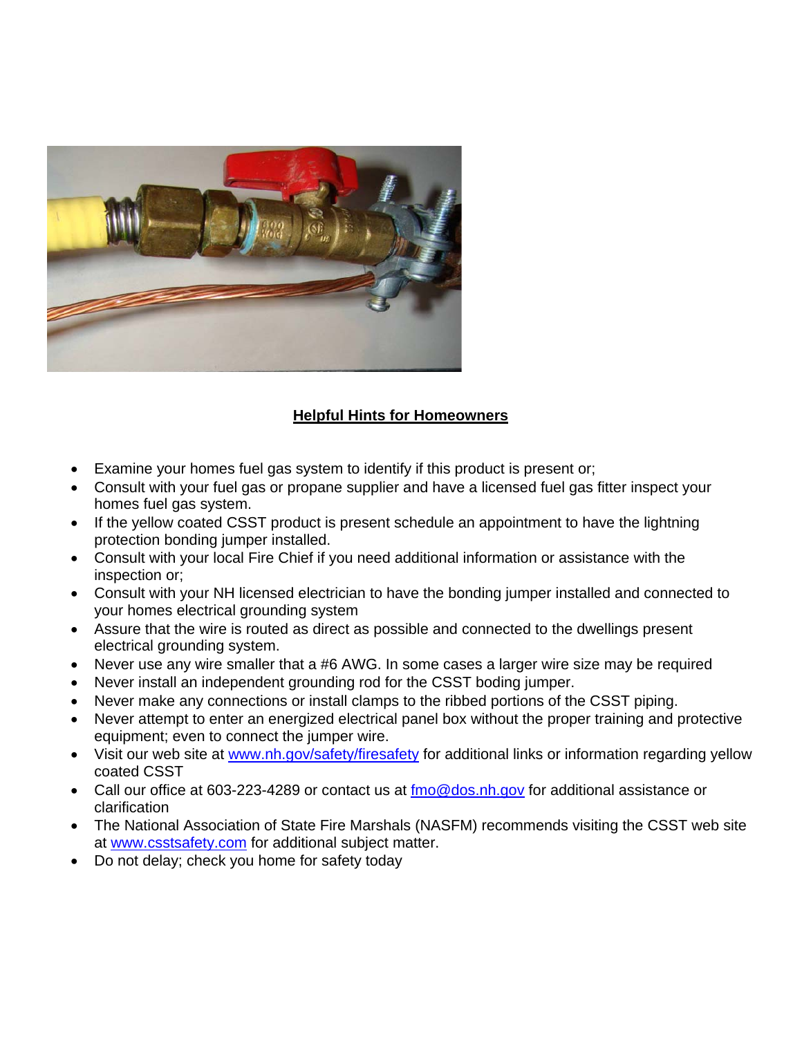**Helpful Hints for Homeowners**

- Examine your homes fuel gas system to identify if this product is present or;
- Consult with your fuel gas or propane supplier and have a licensed fuel gas fitter inspect your homes fuel gas system.
- If the yellow coated CSST product is present schedule an appointment to have the lightning protection bonding jumper installed.
- Consult with your local Fire Chief if you need additional information or assistance with the inspection or;
- Consult with your NH licensed electrician to have the bonding jumper installed and connected to your homes electrical grounding system
- Assure that the wire is routed as direct as possible and connected to the dwellings present electrical grounding system.
- Never use any wire smaller that a #6 AWG. In some cases a larger wire size may be required
- Never install an independent grounding rod for the CSST boding jumper.
- Never make any connections or install clamps to the ribbed portions of the CSST piping.
- Never attempt to enter an energized electrical panel box without the proper training and protective equipment; even to connect the jumper wire.
- Visit our web site at [www.nh.gov/safety/firesafety](http://www.nh.gov/safety/firesafety) for additional links or information regarding yellow coated CSST
- Call our office at 603-223-4289 or contact us at [fmo@dos.nh.gov](mailto:fmo@dos.nh.gov) for additional assistance or clarification
- The National Association of State Fire Marshals (NASFM) recommends visiting the CSST web site at [www.csstsafety.com](http://www.csstsafety.com) for additional subject matter.
- Do not delay; check you home for safety today